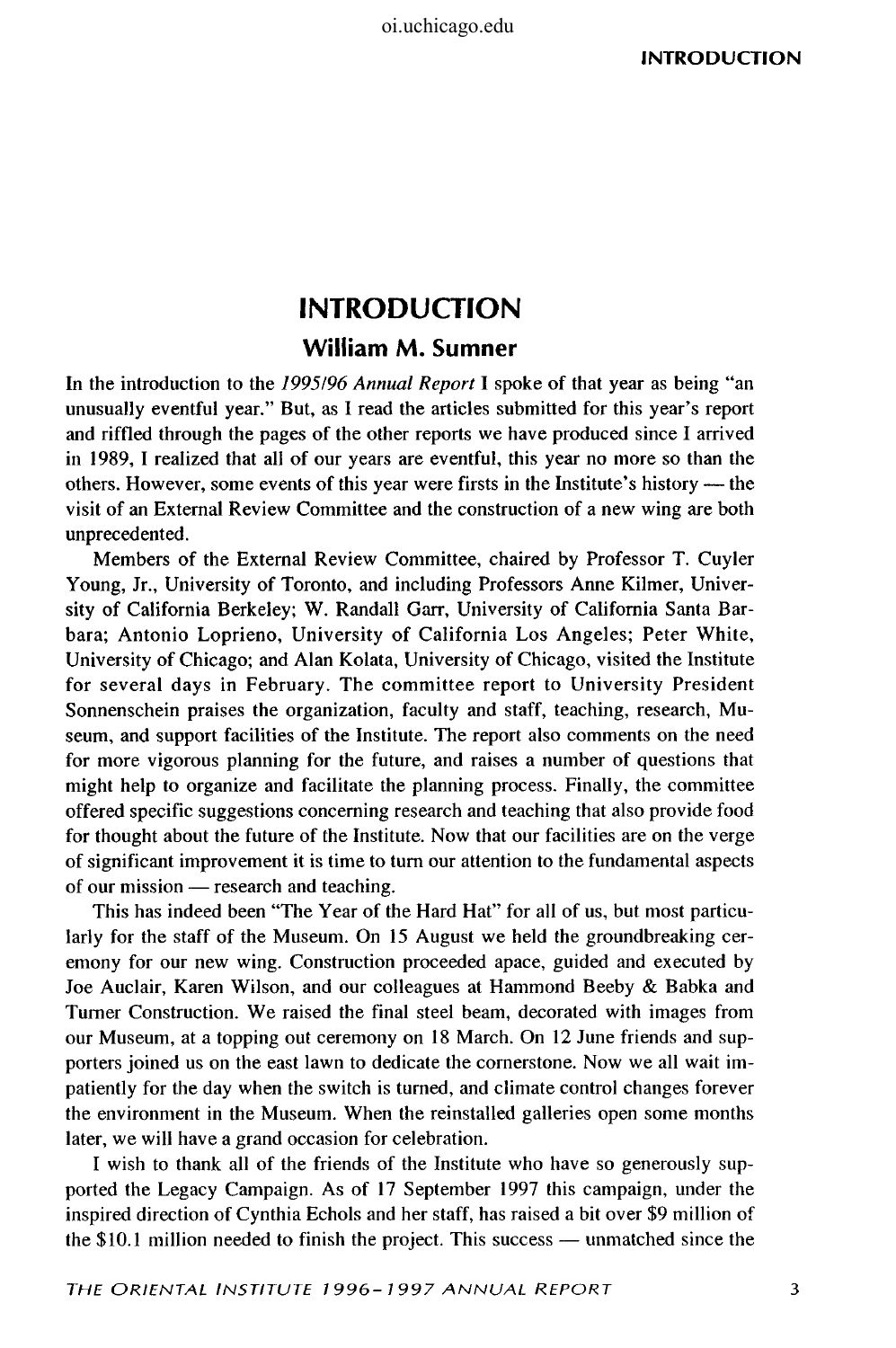# INTRODUCTION

## William M. Sumner

In the introduction to the *1995/96 Annual Report* I spoke of that year as being "an unusually eventful year." But, as I read the articles submitted for this year's report and riffled through the pages of the other reports we have produced since I arrived in 1989, I realized that all of our years are eventful, this year no more so than the others. However, some events of this year were firsts in the Institute's history — the visit of an External Review Committee and the construction of a new wing are both unprecedented.

Members of the External Review Committee, chaired by Professor T. Cuyler Young, Jr., University of Toronto, and including Professors Anne Kilmer, University of California Berkeley; W. Randall Garr, University of California Santa Barbara; Antonio Loprieno, University of California Los Angeles; Peter White, University of Chicago; and Alan Kolata, University of Chicago, visited the Institute for several days in February. The committee report to University President Sonnenschein praises the organization, faculty and staff, teaching, research, Museum, and support facilities of the Institute. The report also comments on the need for more vigorous planning for the future, and raises a number of questions that might help to organize and facilitate the planning process. Finally, the committee offered specific suggestions concerning research and teaching that also provide food for thought about the future of the Institute. Now that our facilities are on the verge of significant improvement it is time to turn our attention to the fundamental aspects of our mission — research and teaching.

This has indeed been "The Year of the Hard Hat" for all of us, but most particularly for the staff of the Museum. On 15 August we held the groundbreaking ceremony for our new wing. Construction proceeded apace, guided and executed by Joe Auclair, Karen Wilson, and our colleagues at Hammond Beeby & Babka and Turner Construction. We raised the final steel beam, decorated with images from our Museum, at a topping out ceremony on 18 March. On 12 June friends and supporters joined us on the east lawn to dedicate the cornerstone. Now we all wait impatiently for the day when the switch is turned, and climate control changes forever the environment in the Museum. When the reinstalled galleries open some months later, we will have a grand occasion for celebration.

I wish to thank all of the friends of the Institute who have so generously supported the Legacy Campaign. As of 17 September 1997 this campaign, under the inspired direction of Cynthia Echols and her staff, has raised a bit over $9 million of the $10.1 million needed to finish the project. This success — unmatched since the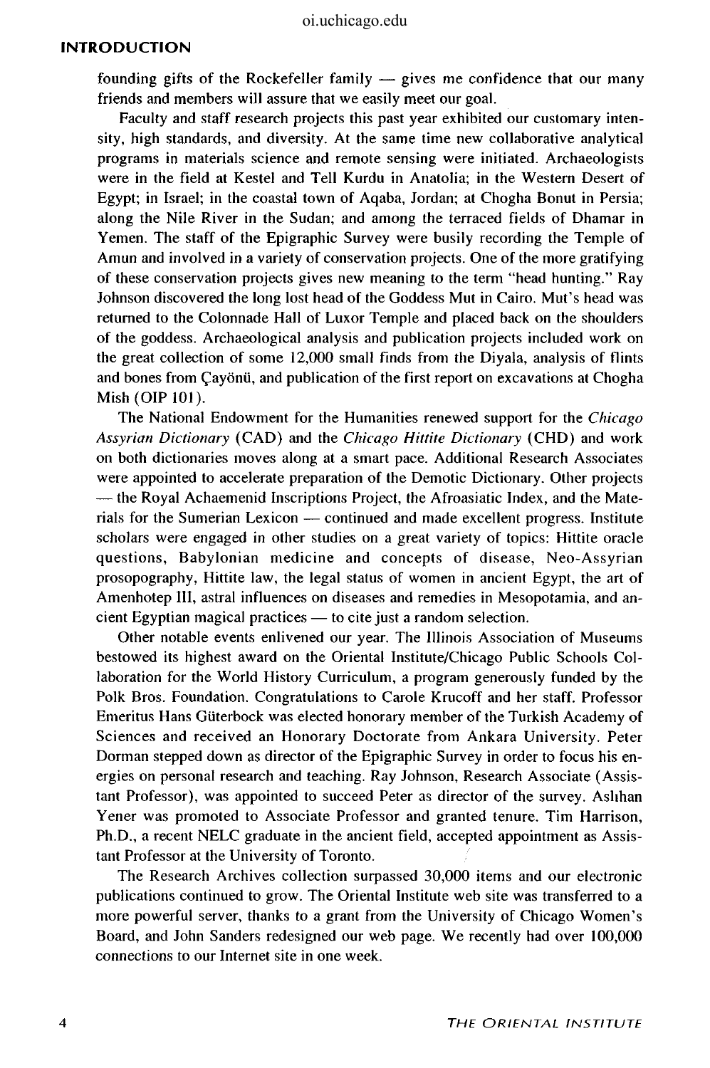founding gifts of the Rockefeller family — gives me confidence that our many friends and members will assure that we easily meet our goal.

Faculty and staff research projects this past year exhibited our customary intensity, high standards, and diversity. At the same time new collaborative analytical programs in materials science and remote sensing were initiated. Archaeologists were in the field at Kestel and Tell Kurdu in Anatolia; in the Western Desert of Egypt; in Israel; in the coastal town of Aqaba, Jordan; at Chogha Bonut in Persia; along the Nile River in the Sudan; and among the terraced fields of Dhamar in Yemen. The staff of the Epigraphic Survey were busily recording the Temple of Amun and involved in a variety of conservation projects. One of the more gratifying of these conservation projects gives new meaning to the term "head hunting." Ray Johnson discovered the long lost head of the Goddess Mut in Cairo. Mut's head was returned to the Colonnade Hall of Luxor Temple and placed back on the shoulders of the goddess. Archaeological analysis and publication projects included work on the great collection of some 12,000 small finds from the Diyala, analysis of flints and bones from Çayönü, and publication of the first report on excavations at Chogha Mish (OIP 101).

The National Endowment for the Humanities renewed support for the *Chicago Assyrian Dictionary* (CAD) and the *Chicago Hittite Dictionary* (CHD) and work on both dictionaries moves along at a smart pace. Additional Research Associates were appointed to accelerate preparation of the Demotic Dictionary. Other projects — the Royal Achaemenid Inscriptions Project, the Afroasiatic Index, and the Materials for the Sumerian Lexicon — continued and made excellent progress. Institute scholars were engaged in other studies on a great variety of topics: Hittite oracle questions, Babylonian medicine and concepts of disease, Neo-Assyrian prosopography, Hittite law, the legal status of women in ancient Egypt, the art of Amenhotep III, astral influences on diseases and remedies in Mesopotamia, and ancient Egyptian magical practices — to cite just a random selection.

Other notable events enlivened our year. The Illinois Association of Museums bestowed its highest award on the Oriental Institute/Chicago Public Schools Collaboration for the World History Curriculum, a program generously funded by the Polk Bros. Foundation. Congratulations to Carole Krucoff and her staff. Professor Emeritus Hans Güterbock was elected honorary member of the Turkish Academy of Sciences and received an Honorary Doctorate from Ankara University. Peter Dorman stepped down as director of the Epigraphic Survey in order to focus his energies on personal research and teaching. Ray Johnson, Research Associate (Assistant Professor), was appointed to succeed Peter as director of the survey. Aslıhan Yener was promoted to Associate Professor and granted tenure. Tim Harrison, Ph.D., a recent NELC graduate in the ancient field, accepted appointment as Assistant Professor at the University of Toronto.

The Research Archives collection surpassed 30,000 items and our electronic publications continued to grow. The Oriental Institute web site was transferred to a more powerful server, thanks to a grant from the University of Chicago Women's Board, and John Sanders redesigned our web page. We recently had over 100,000 connections to our Internet site in one week.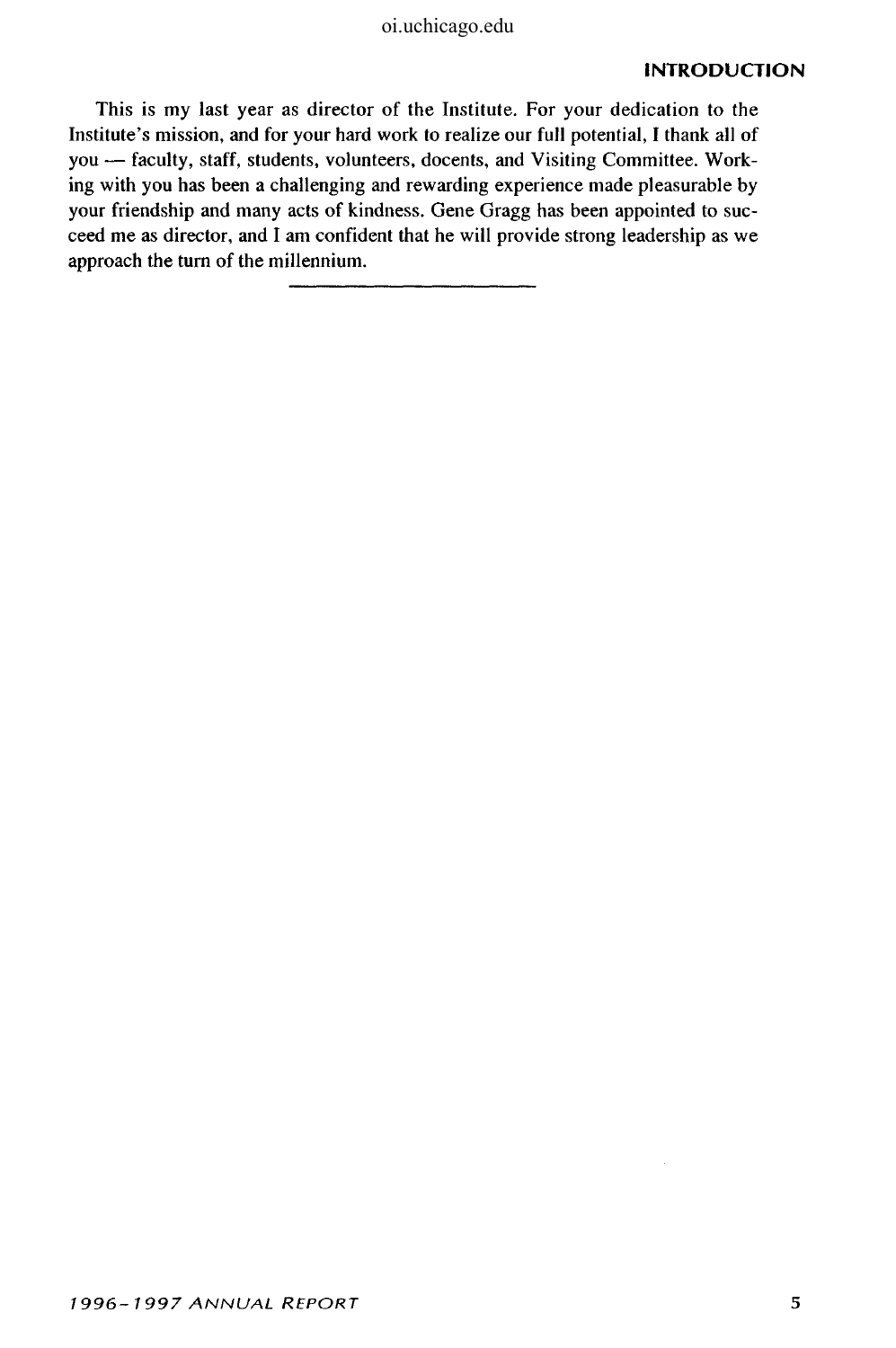This is my last year as director of the Institute. For your dedication to the Institute's mission, and for your hard work to realize our full potential, I thank all of you — faculty, staff, students, volunteers, docents, and Visiting Committee. Working with you has been a challenging and rewarding experience made pleasurable by your friendship and many acts of kindness. Gene Gragg has been appointed to succeed me as director, and I am confident that he will provide strong leadership as we approach the turn of the millennium.

---